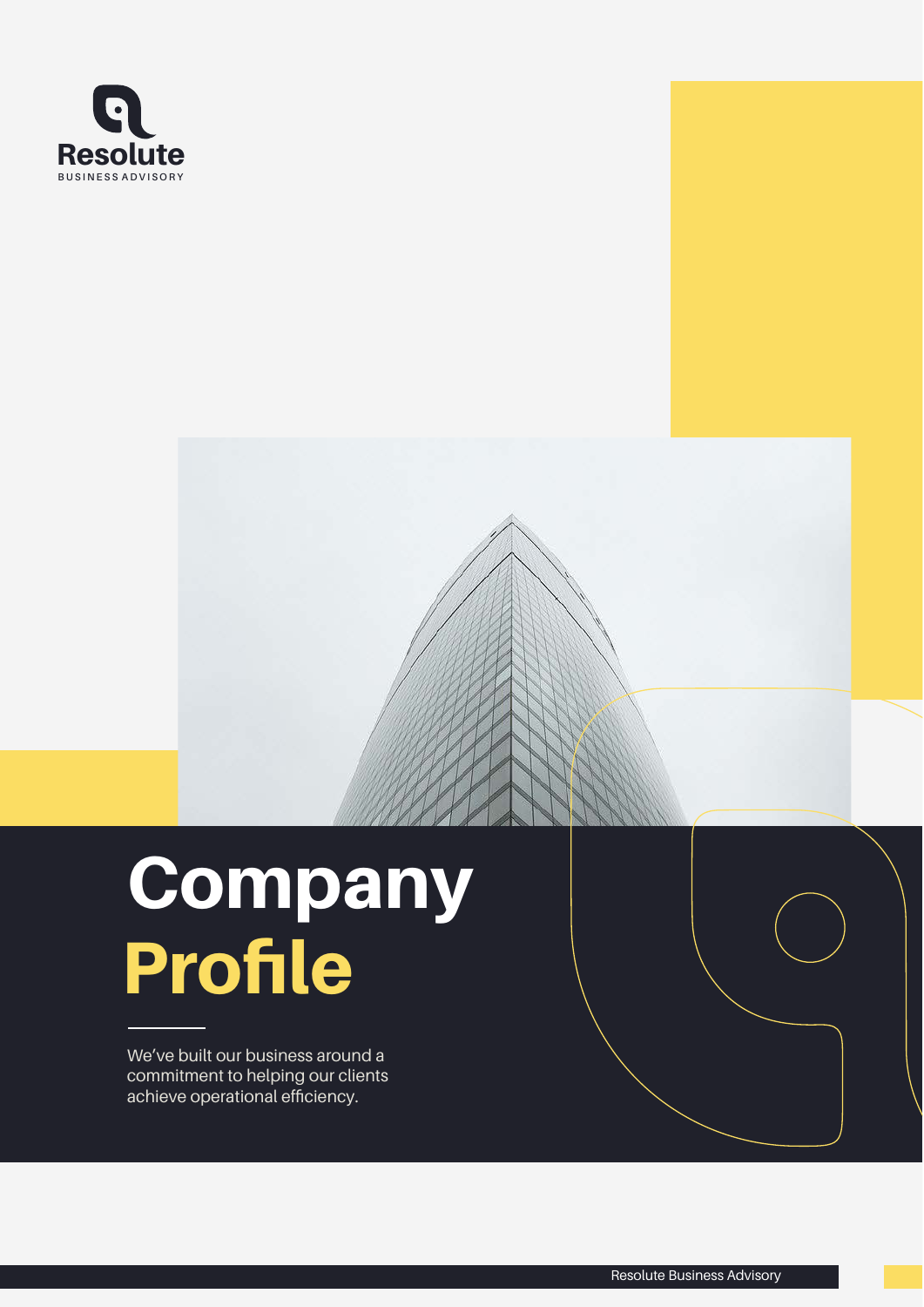Resolute

BUSINESS ADVISORY

# Company Profile

We've built our business around a commitment to helping our clients achieve operational efficiency.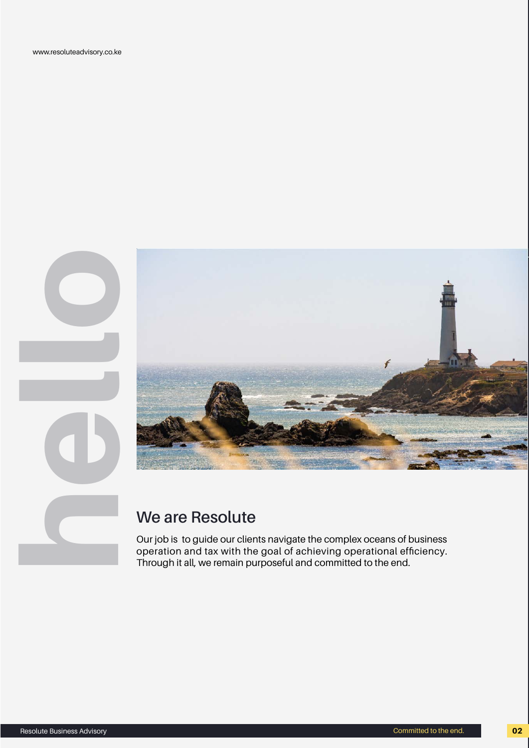hello

## We are Resolute

Our job is to guide our clients navigate the complex oceans of business operation and tax with the goal of achieving operational efficiency. Through it all, we remain purposeful and committed to the end.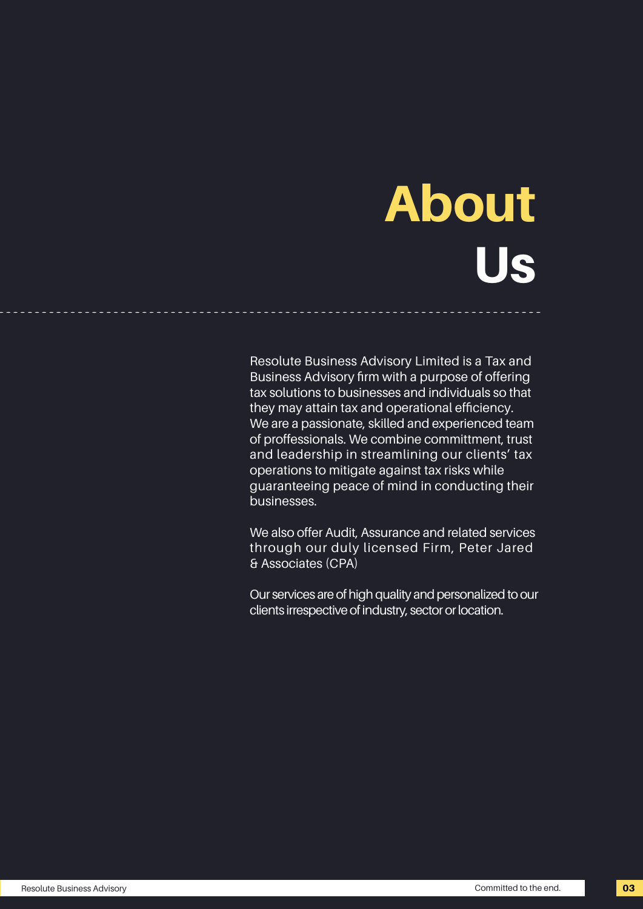# About Us

Resolute Business Advisory Limited is a Tax and Business Advisory firm with a purpose of offering tax solutions to businesses and individuals so that they may attain tax and operational efficiency. We are a passionate, skilled and experienced team of proffessionals. We combine committment, trust and leadership in streamlining our clients' tax operations to mitigate against tax risks while guaranteeing peace of mind in conducting their businesses.

We also offer Audit, Assurance and related services through our duly licensed Firm, Peter Jared & Associates (CPA)

Our services are of high quality and personalized to our clients irrespective of industry, sector or location.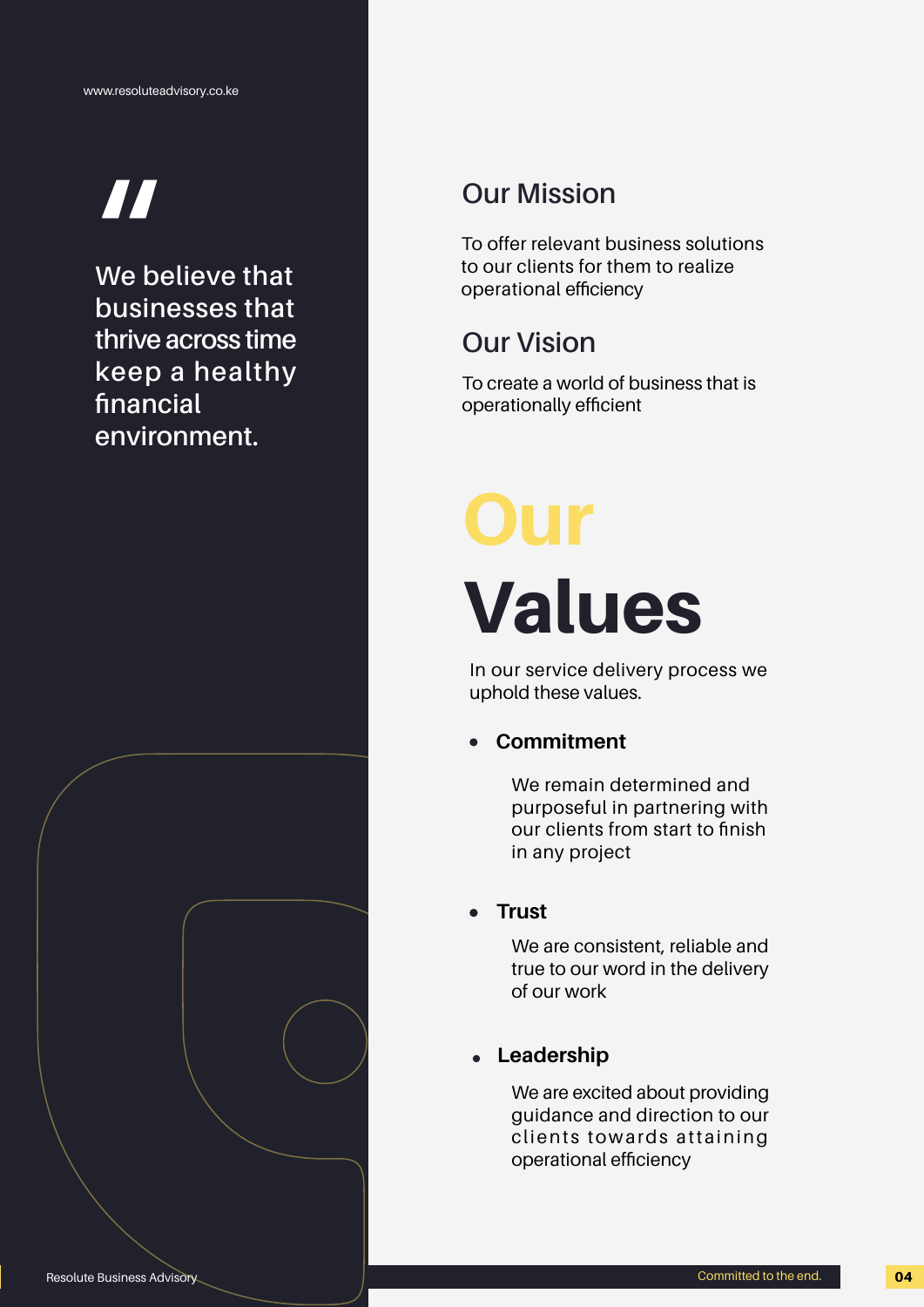> We believe that businesses that thrive across time keep a healthy financial environment.

## Our Mission

To offer relevant business solutions to our clients for them to realize operational efficiency

## Our Vision

To create a world of business that is operationally efficient

# Our Values

In our service delivery process we uphold these values.

- **Commitment**

  We remain determined and purposeful in partnering with our clients from start to finish in any project

- **Trust**

  We are consistent, reliable and true to our word in the delivery of our work

- **Leadership**

  We are excited about providing guidance and direction to our clients towards attaining operational efficiency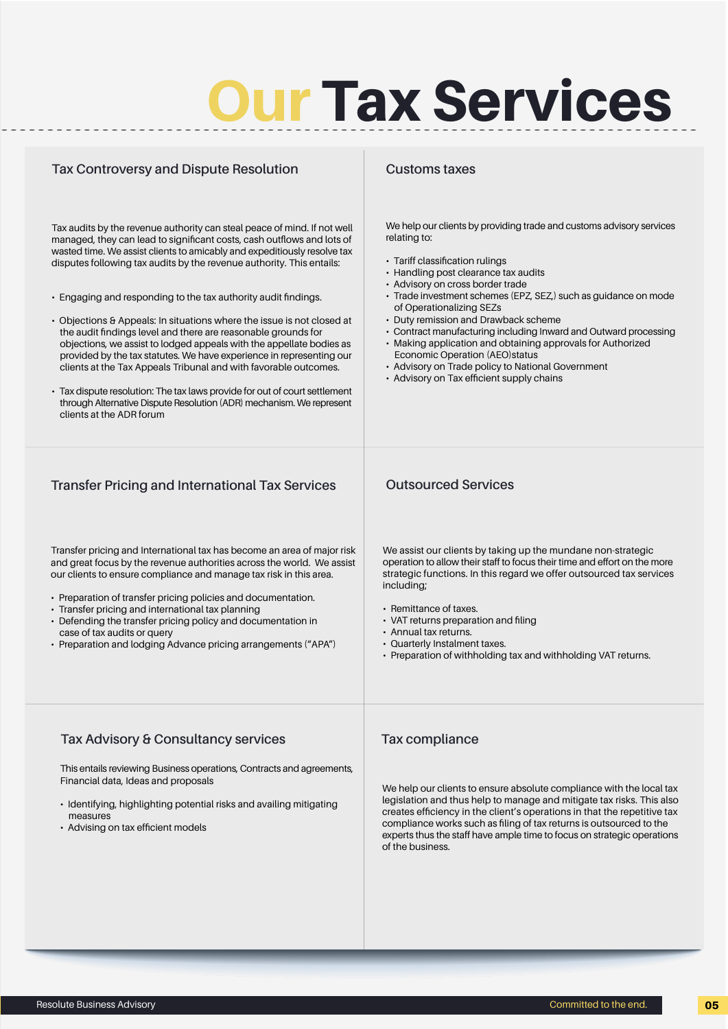# Our Tax Services

## Tax Controversy and Dispute Resolution

Tax audits by the revenue authority can steal peace of mind. If not well managed, they can lead to significant costs, cash outflows and lots of wasted time. We assist clients to amicably and expeditiously resolve tax disputes following tax audits by the revenue authority. This entails:

- Engaging and responding to the tax authority audit findings.
- Objections & Appeals: In situations where the issue is not closed at the audit findings level and there are reasonable grounds for objections, we assist to lodged appeals with the appellate bodies as provided by the tax statutes. We have experience in representing our clients at the Tax Appeals Tribunal and with favorable outcomes.
- Tax dispute resolution: The tax laws provide for out of court settlement through Alternative Dispute Resolution (ADR) mechanism. We represent clients at the ADR forum

## Customs taxes

We help our clients by providing trade and customs advisory services relating to:

- Tariff classification rulings
- Handling post clearance tax audits
- Advisory on cross border trade
- Trade investment schemes (EPZ, SEZ,) such as guidance on mode of Operationalizing SEZs
- Duty remission and Drawback scheme
- Contract manufacturing including Inward and Outward processing
- Making application and obtaining approvals for Authorized Economic Operation (AEO)status
- Advisory on Trade policy to National Government
- Advisory on Tax efficient supply chains

## Transfer Pricing and International Tax Services

Transfer pricing and International tax has become an area of major risk and great focus by the revenue authorities across the world. We assist our clients to ensure compliance and manage tax risk in this area.

- Preparation of transfer pricing policies and documentation.
- Transfer pricing and international tax planning
- Defending the transfer pricing policy and documentation in case of tax audits or query
- Preparation and lodging Advance pricing arrangements ("APA")

## Outsourced Services

We assist our clients by taking up the mundane non-strategic operation to allow their staff to focus their time and effort on the more strategic functions. In this regard we offer outsourced tax services including;

- Remittance of taxes.
- VAT returns preparation and filing
- Annual tax returns.
- Quarterly Instalment taxes.
- Preparation of withholding tax and withholding VAT returns.

## Tax Advisory & Consultancy services

This entails reviewing Business operations, Contracts and agreements, Financial data, Ideas and proposals

- Identifying, highlighting potential risks and availing mitigating measures
- Advising on tax efficient models

## Tax compliance

We help our clients to ensure absolute compliance with the local tax legislation and thus help to manage and mitigate tax risks. This also creates efficiency in the client's operations in that the repetitive tax compliance works such as filing of tax returns is outsourced to the experts thus the staff have ample time to focus on strategic operations of the business.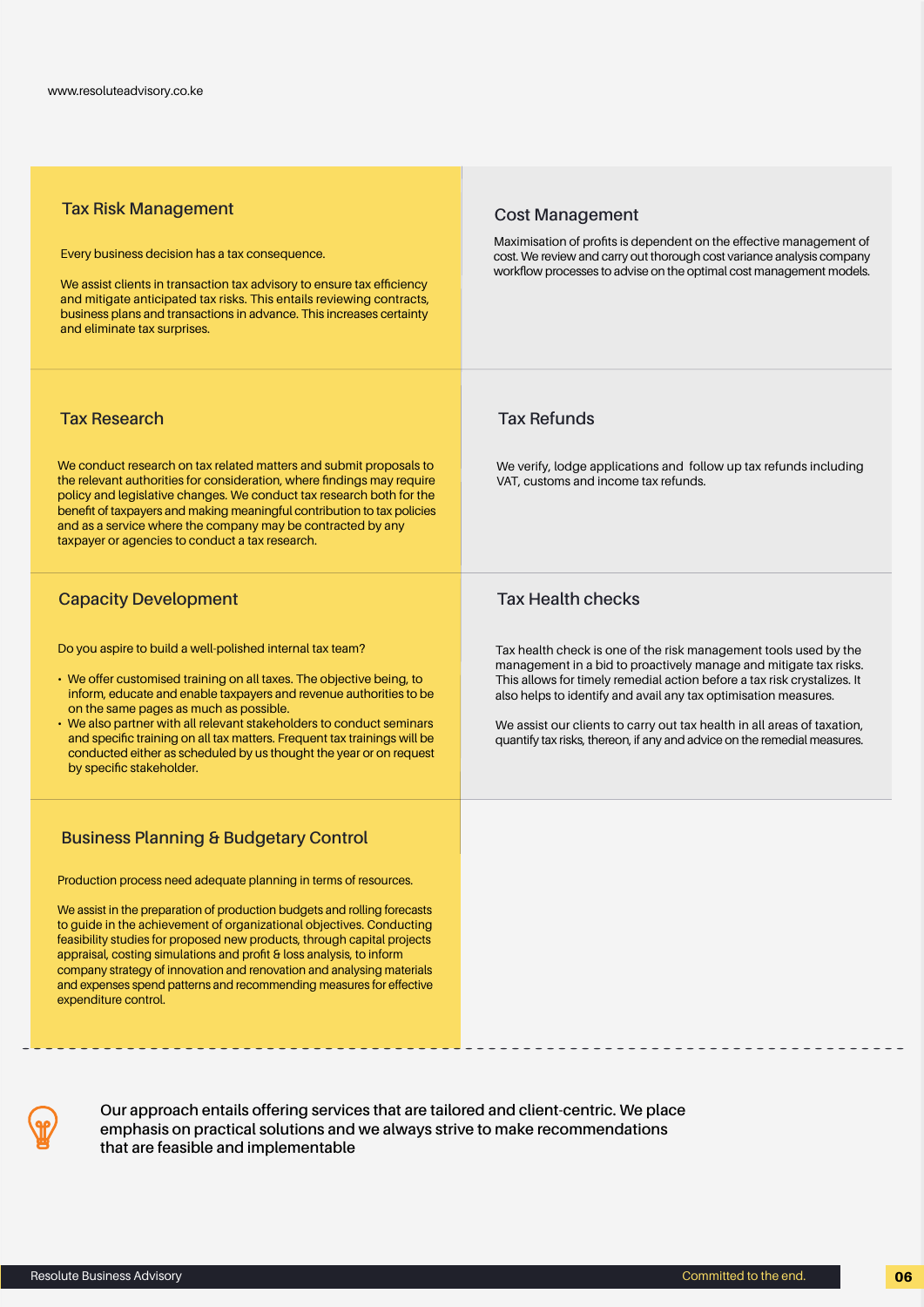## Tax Risk Management

Every business decision has a tax consequence.

We assist clients in transaction tax advisory to ensure tax efficiency and mitigate anticipated tax risks. This entails reviewing contracts, business plans and transactions in advance. This increases certainty and eliminate tax surprises.

## Cost Management

Maximisation of profits is dependent on the effective management of cost. We review and carry out thorough cost variance analysis company workflow processes to advise on the optimal cost management models.

## Tax Research

We conduct research on tax related matters and submit proposals to the relevant authorities for consideration, where findings may require policy and legislative changes. We conduct tax research both for the benefit of taxpayers and making meaningful contribution to tax policies and as a service where the company may be contracted by any taxpayer or agencies to conduct a tax research.

## Tax Refunds

We verify, lodge applications and follow up tax refunds including VAT, customs and income tax refunds.

## Capacity Development

Do you aspire to build a well-polished internal tax team?

- We offer customised training on all taxes. The objective being, to inform, educate and enable taxpayers and revenue authorities to be on the same pages as much as possible.
- We also partner with all relevant stakeholders to conduct seminars and specific training on all tax matters. Frequent tax trainings will be conducted either as scheduled by us thought the year or on request by specific stakeholder.

## Tax Health checks

Tax health check is one of the risk management tools used by the management in a bid to proactively manage and mitigate tax risks. This allows for timely remedial action before a tax risk crystalizes. It also helps to identify and avail any tax optimisation measures.

We assist our clients to carry out tax health in all areas of taxation, quantify tax risks, thereon, if any and advice on the remedial measures.

## Business Planning & Budgetary Control

Production process need adequate planning in terms of resources.

We assist in the preparation of production budgets and rolling forecasts to guide in the achievement of organizational objectives. Conducting feasibility studies for proposed new products, through capital projects appraisal, costing simulations and profit & loss analysis, to inform company strategy of innovation and renovation and analysing materials and expenses spend patterns and recommending measures for effective expenditure control.

---

**Our approach entails offering services that are tailored and client-centric. We place emphasis on practical solutions and we always strive to make recommendations that are feasible and implementable**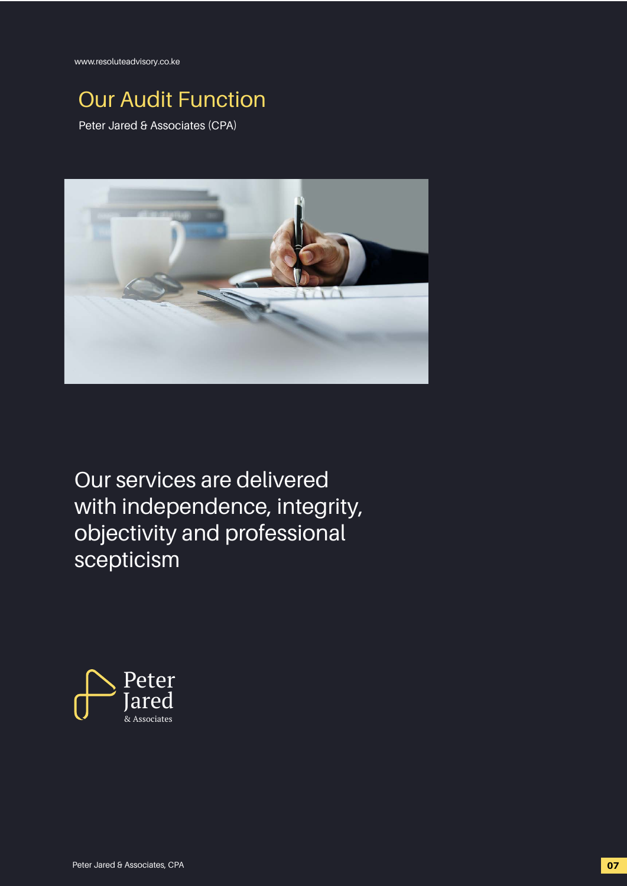www.resoluteadvisory.co.ke

# Our Audit Function

Peter Jared & Associates (CPA)

Our services are delivered with independence, integrity, objectivity and professional scepticism

Peter Jared & Associates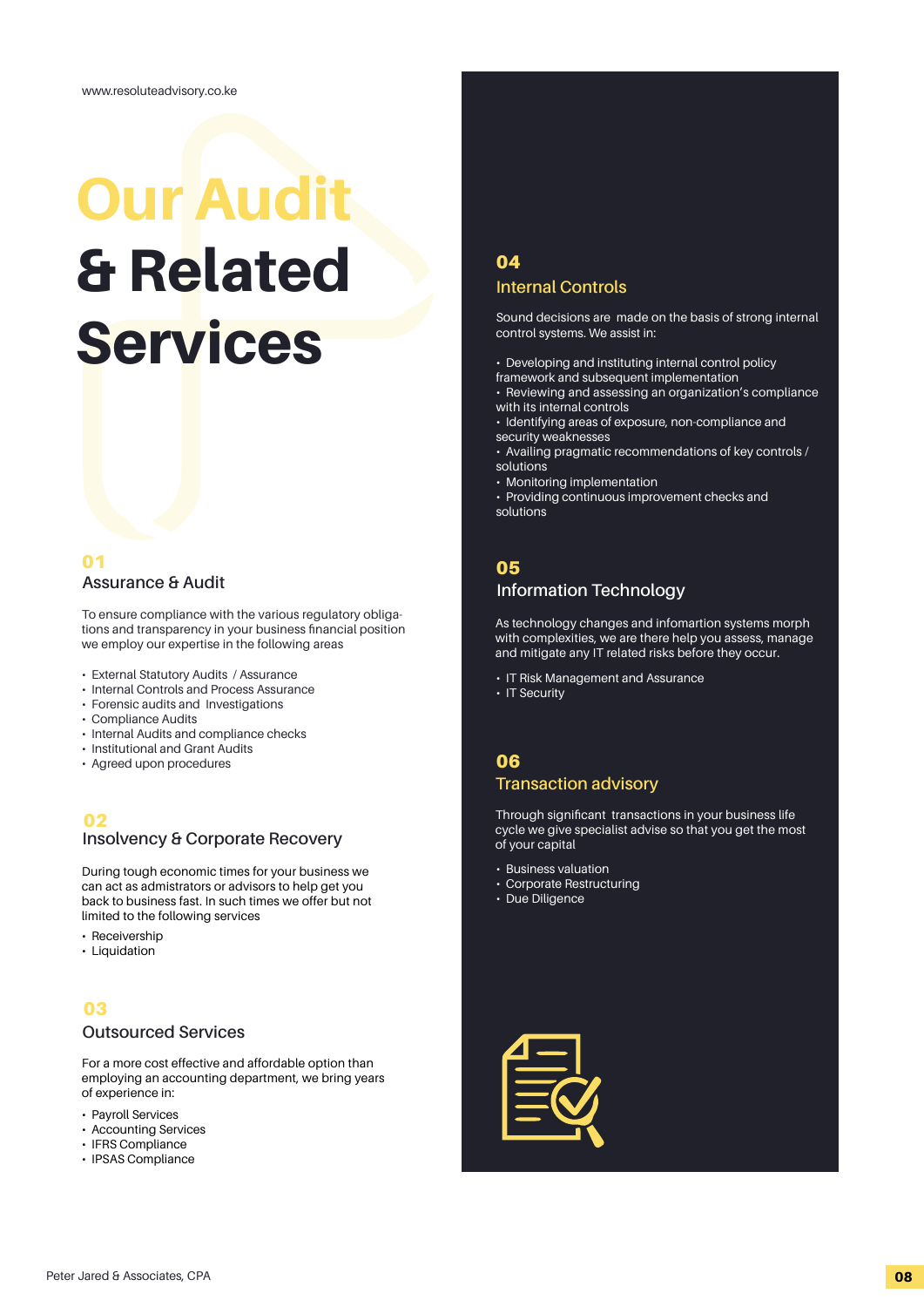# Our Audit & Related Services

### 01
## Assurance & Audit

To ensure compliance with the various regulatory obligations and transparency in your business financial position we employ our expertise in the following areas

- External Statutory Audits / Assurance
- Internal Controls and Process Assurance
- Forensic audits and Investigations
- Compliance Audits
- Internal Audits and compliance checks
- Institutional and Grant Audits
- Agreed upon procedures

### 02
## Insolvency & Corporate Recovery

During tough economic times for your business we can act as admistrators or advisors to help get you back to business fast. In such times we offer but not limited to the following services

- Receivership
- Liquidation

### 03
## Outsourced Services

For a more cost effective and affordable option than employing an accounting department, we bring years of experience in:

- Payroll Services
- Accounting Services
- IFRS Compliance
- IPSAS Compliance

### 04
## Internal Controls

Sound decisions are made on the basis of strong internal control systems. We assist in:

- Developing and instituting internal control policy framework and subsequent implementation
- Reviewing and assessing an organization's compliance with its internal controls
- Identifying areas of exposure, non-compliance and security weaknesses
- Availing pragmatic recommendations of key controls / solutions
- Monitoring implementation
- Providing continuous improvement checks and solutions

### 05
## Information Technology

As technology changes and infomartion systems morph with complexities, we are there help you assess, manage and mitigate any IT related risks before they occur.

- IT Risk Management and Assurance
- IT Security

### 06
## Transaction advisory

Through significant transactions in your business life cycle we give specialist advise so that you get the most of your capital

- Business valuation
- Corporate Restructuring
- Due Diligence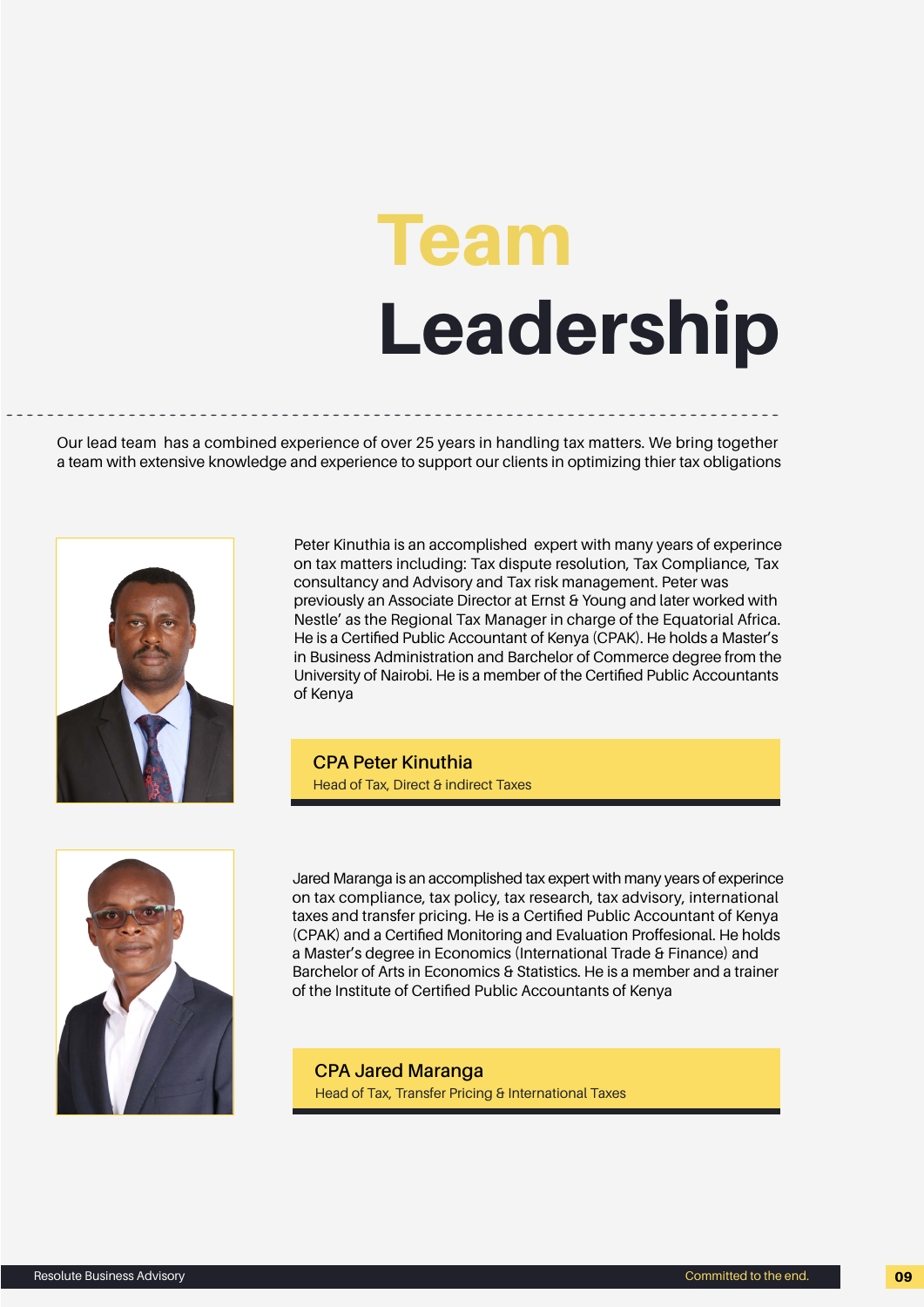# Team Leadership

Our lead team has a combined experience of over 25 years in handling tax matters. We bring together a team with extensive knowledge and experience to support our clients in optimizing thier tax obligations

Peter Kinuthia is an accomplished expert with many years of experince on tax matters including: Tax dispute resolution, Tax Compliance, Tax consultancy and Advisory and Tax risk management. Peter was previously an Associate Director at Ernst & Young and later worked with Nestle' as the Regional Tax Manager in charge of the Equatorial Africa. He is a Certified Public Accountant of Kenya (CPAK). He holds a Master's in Business Administration and Barchelor of Commerce degree from the University of Nairobi. He is a member of the Certified Public Accountants of Kenya

**CPA Peter Kinuthia**
Head of Tax, Direct & indirect Taxes

Jared Maranga is an accomplished tax expert with many years of experince on tax compliance, tax policy, tax research, tax advisory, international taxes and transfer pricing. He is a Certified Public Accountant of Kenya (CPAK) and a Certified Monitoring and Evaluation Proffesional. He holds a Master's degree in Economics (International Trade & Finance) and Barchelor of Arts in Economics & Statistics. He is a member and a trainer of the Institute of Certified Public Accountants of Kenya

**CPA Jared Maranga**
Head of Tax, Transfer Pricing & International Taxes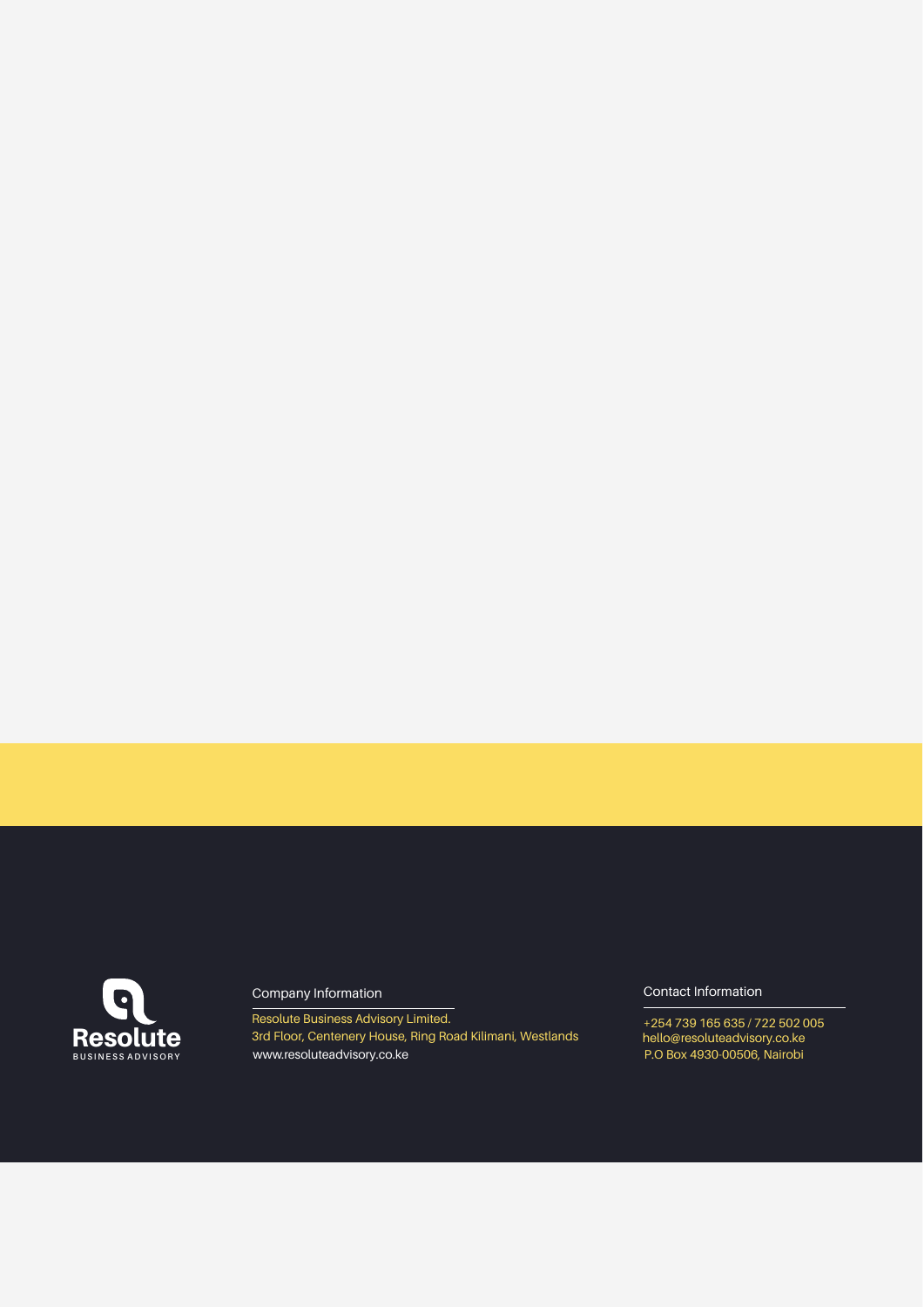Resolute
BUSINESS ADVISORY

Company Information

Resolute Business Advisory Limited.
3rd Floor, Centenery House, Ring Road Kilimani, Westlands
www.resoluteadvisory.co.ke

Contact Information

+254 739 165 635 / 722 502 005
hello@resoluteadvisory.co.ke
P.O Box 4930-00506, Nairobi